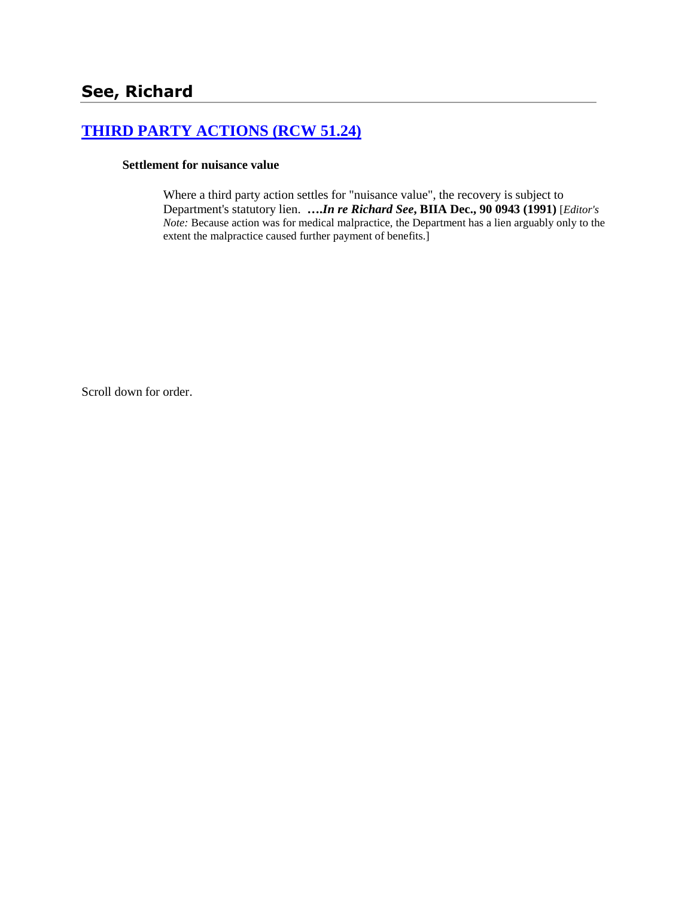## See, Richard

### [THIRD PARTY ACTIONS (RCW 51.24)]

**Settlement for nuisance value**

Where a third party action settles for "nuisance value", the recovery is subject to Department's statutory lien. **….*In re Richard See*, BIIA Dec., 90 0943 (1991)** [*Editor's Note:* Because action was for medical malpractice, the Department has a lien arguably only to the extent the malpractice caused further payment of benefits.]

Scroll down for order.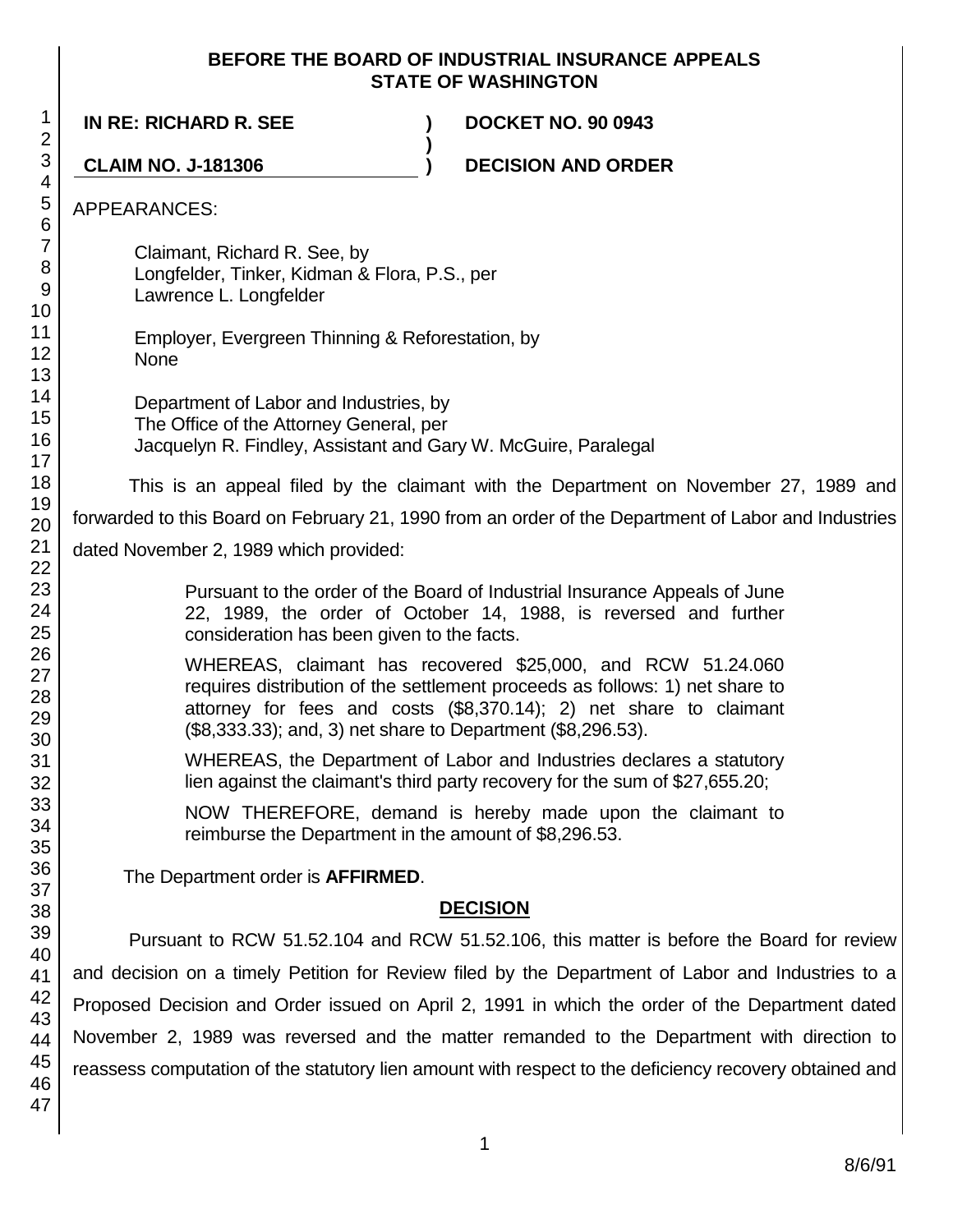**BEFORE THE BOARD OF INDUSTRIAL INSURANCE APPEALS**
**STATE OF WASHINGTON**

| | | |
|---|---|---|
| **IN RE: RICHARD R. SEE** | **)** | **DOCKET NO. 90 0943** |
| | **)** | |
| **CLAIM NO. J-181306** | **)** | **DECISION AND ORDER** |

APPEARANCES:

Claimant, Richard R. See, by
Longfelder, Tinker, Kidman & Flora, P.S., per
Lawrence L. Longfelder

Employer, Evergreen Thinning & Reforestation, by
None

Department of Labor and Industries, by
The Office of the Attorney General, per
Jacquelyn R. Findley, Assistant and Gary W. McGuire, Paralegal

This is an appeal filed by the claimant with the Department on November 27, 1989 and forwarded to this Board on February 21, 1990 from an order of the Department of Labor and Industries dated November 2, 1989 which provided:

> Pursuant to the order of the Board of Industrial Insurance Appeals of June 22, 1989, the order of October 14, 1988, is reversed and further consideration has been given to the facts.
>
> WHEREAS, claimant has recovered $25,000, and RCW 51.24.060 requires distribution of the settlement proceeds as follows: 1) net share to attorney for fees and costs ($8,370.14); 2) net share to claimant ($8,333.33); and, 3) net share to Department ($8,296.53).
>
> WHEREAS, the Department of Labor and Industries declares a statutory lien against the claimant's third party recovery for the sum of $27,655.20;
>
> NOW THEREFORE, demand is hereby made upon the claimant to reimburse the Department in the amount of $8,296.53.

The Department order is **AFFIRMED**.

## DECISION

Pursuant to RCW 51.52.104 and RCW 51.52.106, this matter is before the Board for review and decision on a timely Petition for Review filed by the Department of Labor and Industries to a Proposed Decision and Order issued on April 2, 1991 in which the order of the Department dated November 2, 1989 was reversed and the matter remanded to the Department with direction to reassess computation of the statutory lien amount with respect to the deficiency recovery obtained and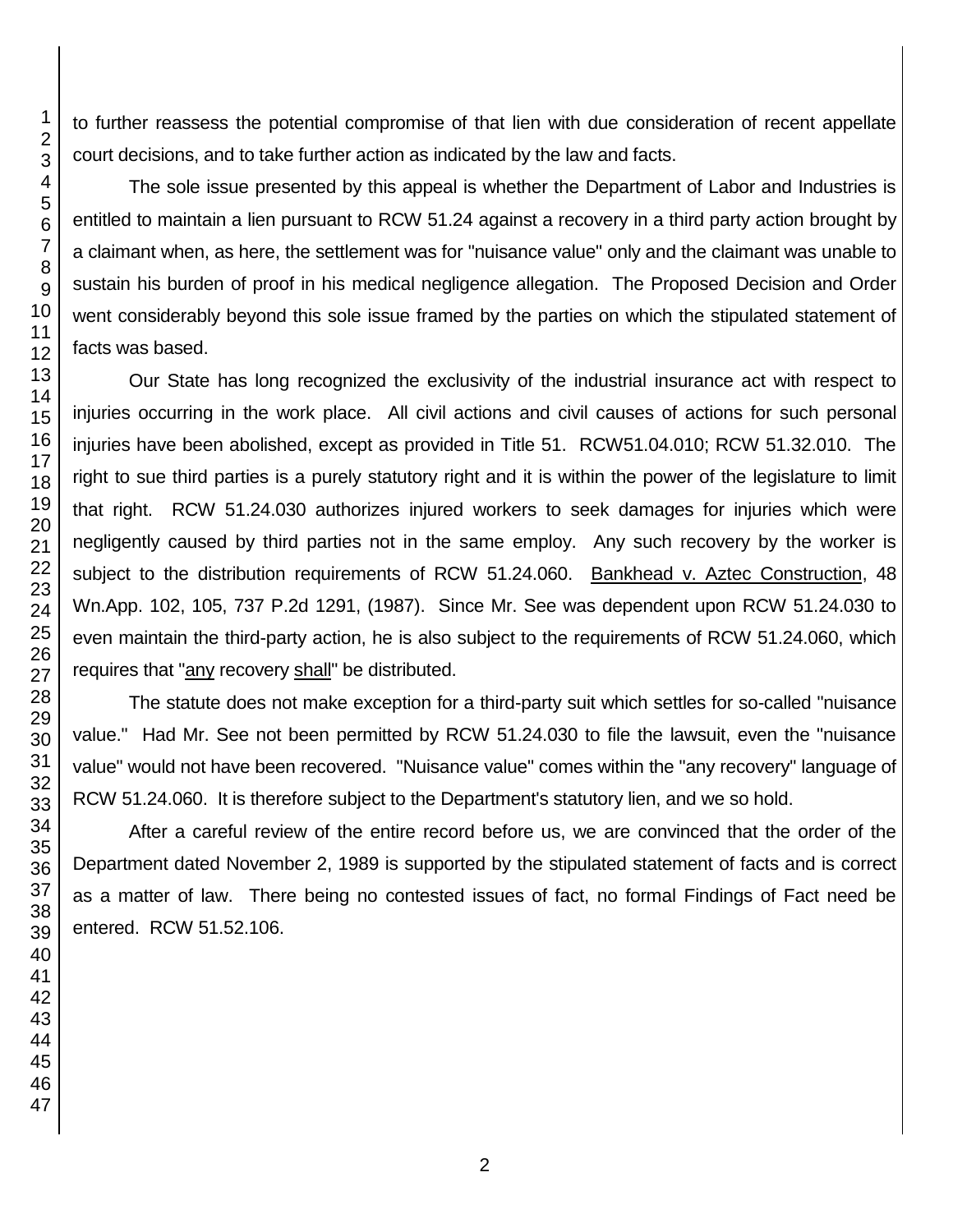to further reassess the potential compromise of that lien with due consideration of recent appellate court decisions, and to take further action as indicated by the law and facts.

The sole issue presented by this appeal is whether the Department of Labor and Industries is entitled to maintain a lien pursuant to RCW 51.24 against a recovery in a third party action brought by a claimant when, as here, the settlement was for "nuisance value" only and the claimant was unable to sustain his burden of proof in his medical negligence allegation. The Proposed Decision and Order went considerably beyond this sole issue framed by the parties on which the stipulated statement of facts was based.

Our State has long recognized the exclusivity of the industrial insurance act with respect to injuries occurring in the work place. All civil actions and civil causes of actions for such personal injuries have been abolished, except as provided in Title 51. RCW51.04.010; RCW 51.32.010. The right to sue third parties is a purely statutory right and it is within the power of the legislature to limit that right. RCW 51.24.030 authorizes injured workers to seek damages for injuries which were negligently caused by third parties not in the same employ. Any such recovery by the worker is subject to the distribution requirements of RCW 51.24.060. Bankhead v. Aztec Construction, 48 Wn.App. 102, 105, 737 P.2d 1291, (1987). Since Mr. See was dependent upon RCW 51.24.030 to even maintain the third-party action, he is also subject to the requirements of RCW 51.24.060, which requires that "any recovery shall" be distributed.

The statute does not make exception for a third-party suit which settles for so-called "nuisance value." Had Mr. See not been permitted by RCW 51.24.030 to file the lawsuit, even the "nuisance value" would not have been recovered. "Nuisance value" comes within the "any recovery" language of RCW 51.24.060. It is therefore subject to the Department's statutory lien, and we so hold.

After a careful review of the entire record before us, we are convinced that the order of the Department dated November 2, 1989 is supported by the stipulated statement of facts and is correct as a matter of law. There being no contested issues of fact, no formal Findings of Fact need be entered. RCW 51.52.106.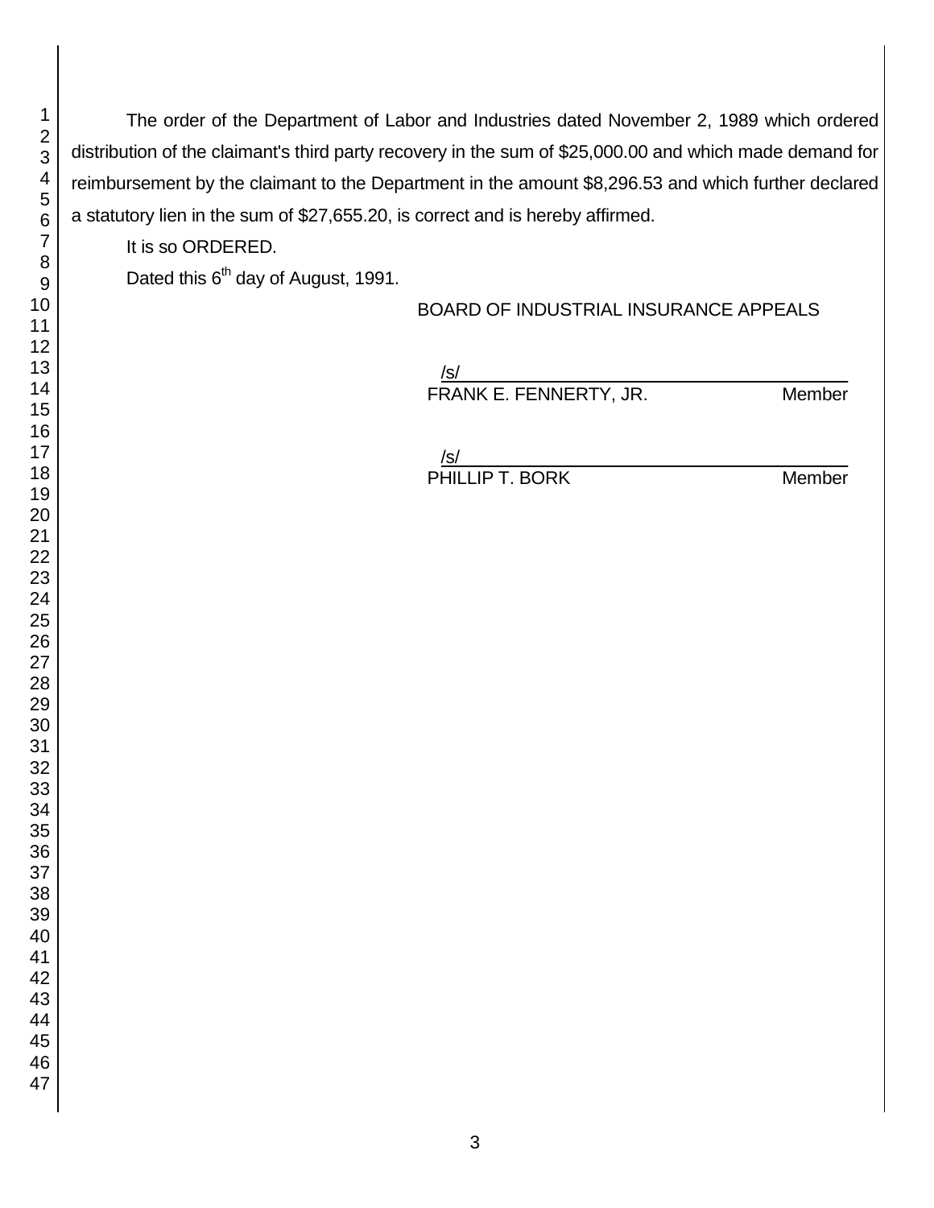The order of the Department of Labor and Industries dated November 2, 1989 which ordered distribution of the claimant's third party recovery in the sum of $25,000.00 and which made demand for reimbursement by the claimant to the Department in the amount $8,296.53 and which further declared a statutory lien in the sum of $27,655.20, is correct and is hereby affirmed.

It is so ORDERED.

Dated this 6th day of August, 1991.

BOARD OF INDUSTRIAL INSURANCE APPEALS

/s/
FRANK E. FENNERTY, JR. Member

/s/
PHILLIP T. BORK Member